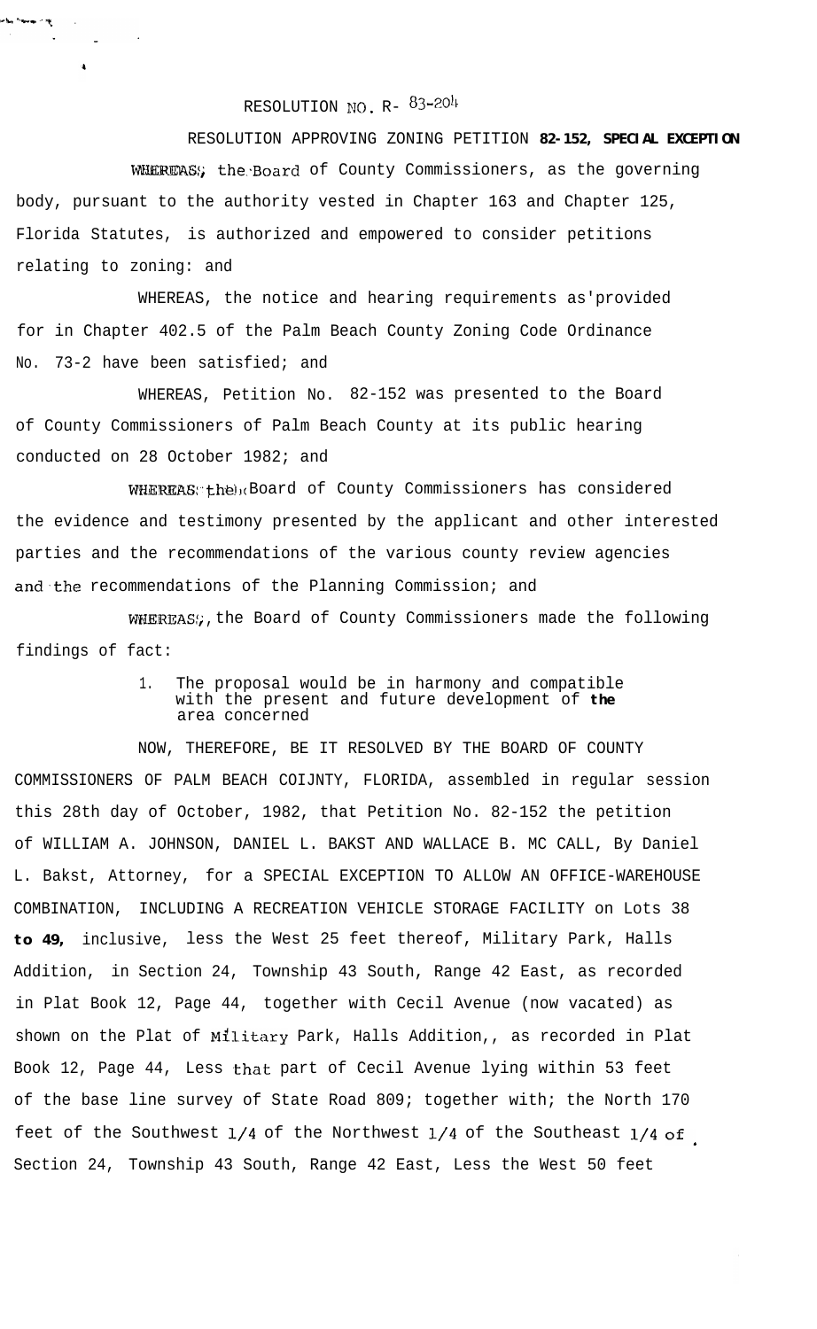RESOLUTION NO. R- 83-204

RESOLUTION APPROVING ZONING PETITION **82-152, SPECIAL EXCEPTION**

WHEREAS, the Board of County Commissioners, as the governing body, pursuant to the authority vested in Chapter 163 and Chapter 125, Florida Statutes, is authorized and empowered to consider petitions relating to zoning: and

WHEREAS, the notice and hearing requirements as'provided for in Chapter 402.5 of the Palm Beach County Zoning Code Ordinance No. 73-2 have been satisfied; and

WHEREAS, Petition No. 82-152 was presented to the Board of County Commissioners of Palm Beach County at its public hearing conducted on 28 October 1982; and

WHEREAS, the Board of County Commissioners has considered the evidence and testimony presented by the applicant and other interested parties and the recommendations of the various county review agencies and the recommendations of the Planning Commission; and

WHEREAS, the Board of County Commissioners made the following findings of fact:

1. The proposal would be in harmony and compatible with the present and future development of **the** area concerned

NOW, THEREFORE, BE IT RESOLVED BY THE BOARD OF COUNTY COMMISSIONERS OF PALM BEACH COIJNTY, FLORIDA, assembled in regular session this 28th day of October, 1982, that Petition No. 82-152 the petition of WILLIAM A. JOHNSON, DANIEL L. BAKST AND WALLACE B. MC CALL, By Daniel L. Bakst, Attorney, for a SPECIAL EXCEPTION TO ALLOW AN OFFICE-WAREHOUSE COMBINATION, INCLUDING A RECREATION VEHICLE STORAGE FACILITY on Lots 38 **to 49,** inclusive, less the West 25 feet thereof, Military Park, Halls Addition, in Section 24, Township 43 South, Range 42 East, as recorded in Plat Book 12, Page 44, together with Cecil Avenue (now vacated) as shown on the Plat of Military Park, Halls Addition,, as recorded in Plat Book 12, Page 44, Less that part of Cecil Avenue lying within 53 feet of the base line survey of State Road 809; together with; the North 170 feet of the Southwest 1/4 of the Northwest 1/4 of the Southeast 1/4 of Section 24, Township 43 South, Range 42 East, Less the West 50 feet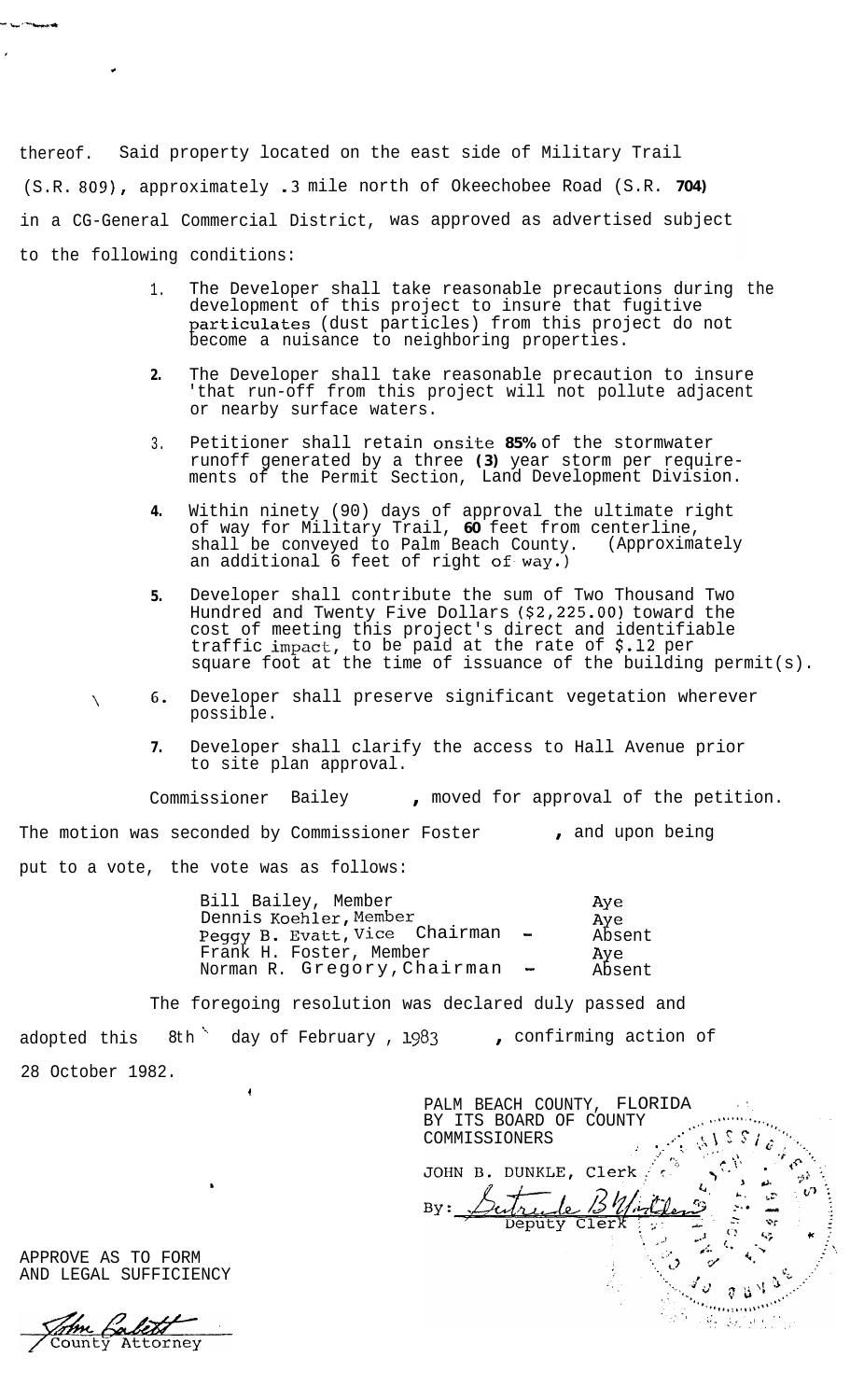thereof. Said property located on the east side of Military Trail (S.R. 809), approximately .3 mile north of Okeechobee Road (S.R. 704) in a CG-General Commercial District, was approved as advertised subject to the following conditions:

1. The Developer shall take reasonable precautions during the development of this project to insure that fugitive particulates (dust particles) from this project do not become a nuisance to neighboring properties.

2. The Developer shall take reasonable precaution to insure 'that run-off from this project will not pollute adjacent or nearby surface waters.

3. Petitioner shall retain onsite 85% of the stormwater runoff generated by a three (3) year storm per requirements of the Permit Section, Land Development Division.

4. Within ninety (90) days of approval the ultimate right of way for Military Trail, 60 feet from centerline, shall be conveyed to Palm Beach County. (Approximately an additional 6 feet of right of way.)

5. Developer shall contribute the sum of Two Thousand Two Hundred and Twenty Five Dollars ($2,225.00) toward the cost of meeting this project's direct and identifiable traffic impact, to be paid at the rate of $.12 per square foot at the time of issuance of the building permit(s).

6. Developer shall preserve significant vegetation wherever possible.

7. Developer shall clarify the access to Hall Avenue prior to site plan approval.

Commissioner Bailey, moved for approval of the petition. The motion was seconded by Commissioner Foster, and upon being put to a vote, the vote was as follows:

| | |
|---|---|
| Bill Bailey, Member | Aye |
| Dennis Koehler, Member | Aye |
| Peggy B. Evatt, Vice Chairman – | Absent |
| Frank H. Foster, Member | Aye |
| Norman R. Gregory, Chairman – | Absent |

The foregoing resolution was declared duly passed and adopted this 8th day of February, 1983, confirming action of 28 October 1982.

PALM BEACH COUNTY, FLORIDA
BY ITS BOARD OF COUNTY COMMISSIONERS

JOHN B. DUNKLE, Clerk

By: Gertrude B. Winkler
Deputy Clerk

APPROVE AS TO FORM AND LEGAL SUFFICIENCY

John Corbett
County Attorney